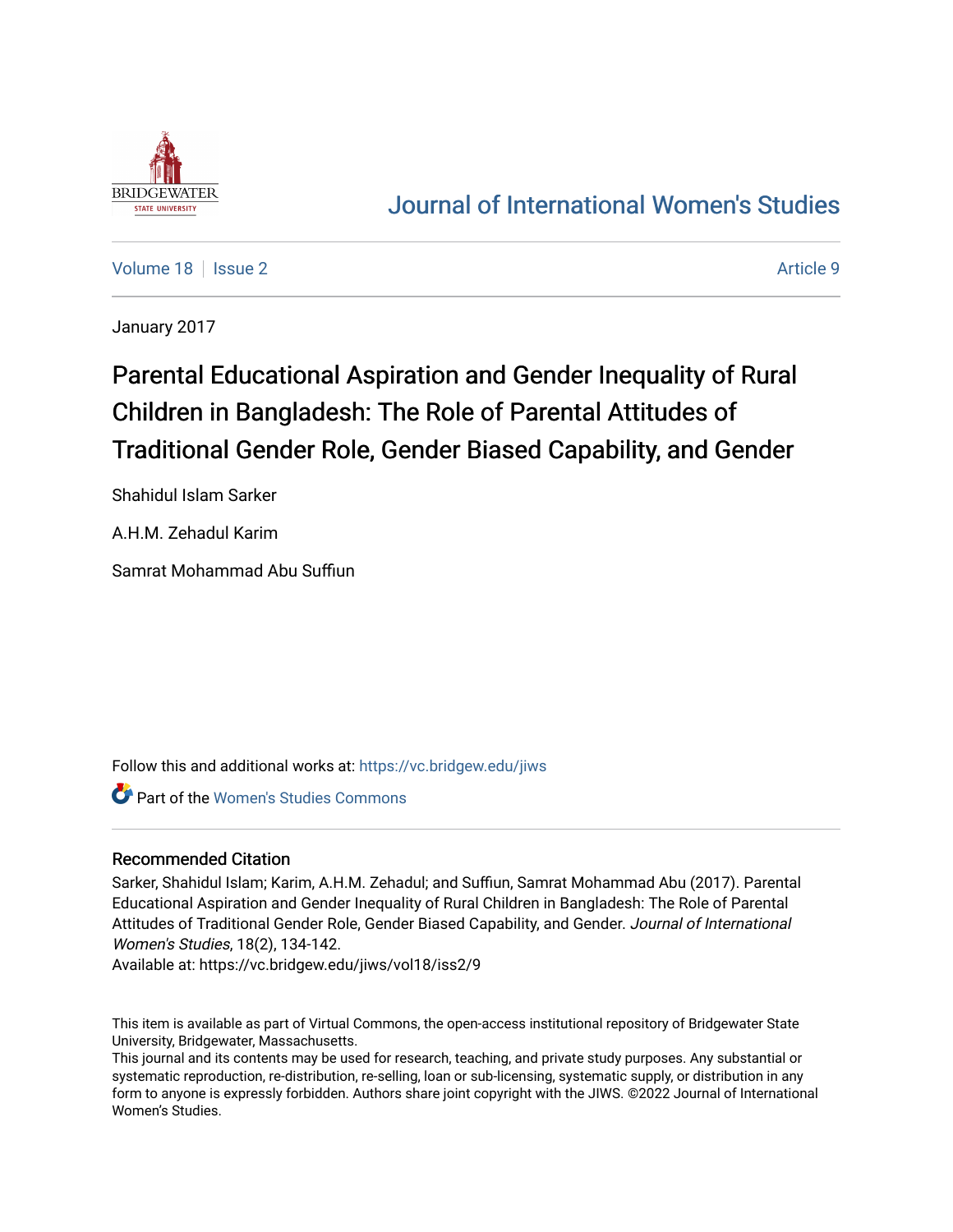Journal of International Women's Studies

Volume 18 | Issue 2 | Article 9

January 2017

# Parental Educational Aspiration and Gender Inequality of Rural Children in Bangladesh: The Role of Parental Attitudes of Traditional Gender Role, Gender Biased Capability, and Gender

Shahidul Islam Sarker

A.H.M. Zehadul Karim

Samrat Mohammad Abu Suffiun

Follow this and additional works at: https://vc.bridgew.edu/jiws

Part of the Women's Studies Commons

## Recommended Citation

Sarker, Shahidul Islam; Karim, A.H.M. Zehadul; and Suffiun, Samrat Mohammad Abu (2017). Parental Educational Aspiration and Gender Inequality of Rural Children in Bangladesh: The Role of Parental Attitudes of Traditional Gender Role, Gender Biased Capability, and Gender. *Journal of International Women's Studies*, 18(2), 134-142.
Available at: https://vc.bridgew.edu/jiws/vol18/iss2/9

This item is available as part of Virtual Commons, the open-access institutional repository of Bridgewater State University, Bridgewater, Massachusetts.
This journal and its contents may be used for research, teaching, and private study purposes. Any substantial or systematic reproduction, re-distribution, re-selling, loan or sub-licensing, systematic supply, or distribution in any form to anyone is expressly forbidden. Authors share joint copyright with the JIWS. ©2022 Journal of International Women's Studies.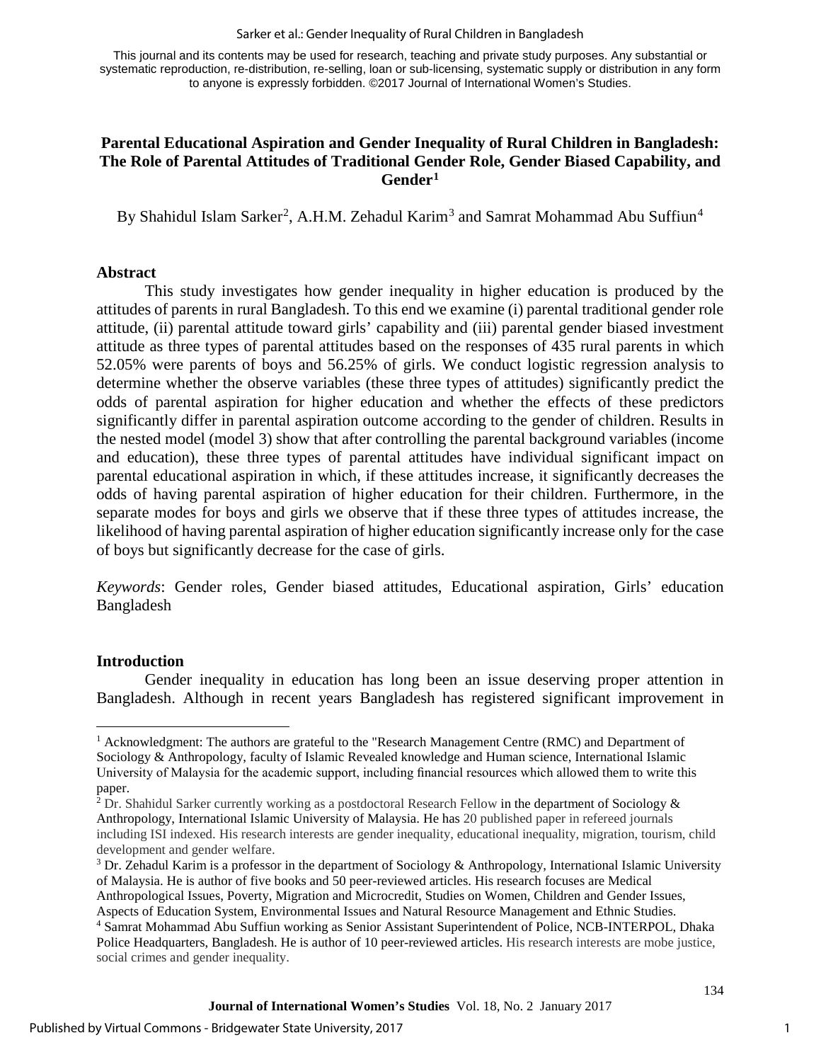This journal and its contents may be used for research, teaching and private study purposes. Any substantial or systematic reproduction, re-distribution, re-selling, loan or sub-licensing, systematic supply or distribution in any form to anyone is expressly forbidden. ©2017 Journal of International Women's Studies.

# Parental Educational Aspiration and Gender Inequality of Rural Children in Bangladesh: The Role of Parental Attitudes of Traditional Gender Role, Gender Biased Capability, and Gender[1]

By Shahidul Islam Sarker[2], A.H.M. Zehadul Karim[3] and Samrat Mohammad Abu Suffiun[4]

## Abstract

This study investigates how gender inequality in higher education is produced by the attitudes of parents in rural Bangladesh. To this end we examine (i) parental traditional gender role attitude, (ii) parental attitude toward girls' capability and (iii) parental gender biased investment attitude as three types of parental attitudes based on the responses of 435 rural parents in which 52.05% were parents of boys and 56.25% of girls. We conduct logistic regression analysis to determine whether the observe variables (these three types of attitudes) significantly predict the odds of parental aspiration for higher education and whether the effects of these predictors significantly differ in parental aspiration outcome according to the gender of children. Results in the nested model (model 3) show that after controlling the parental background variables (income and education), these three types of parental attitudes have individual significant impact on parental educational aspiration in which, if these attitudes increase, it significantly decreases the odds of having parental aspiration of higher education for their children. Furthermore, in the separate modes for boys and girls we observe that if these three types of attitudes increase, the likelihood of having parental aspiration of higher education significantly increase only for the case of boys but significantly decrease for the case of girls.

*Keywords*: Gender roles, Gender biased attitudes, Educational aspiration, Girls' education Bangladesh

## Introduction

Gender inequality in education has long been an issue deserving proper attention in Bangladesh. Although in recent years Bangladesh has registered significant improvement in

---

[1] Acknowledgment: The authors are grateful to the "Research Management Centre (RMC) and Department of Sociology & Anthropology, faculty of Islamic Revealed knowledge and Human science, International Islamic University of Malaysia for the academic support, including financial resources which allowed them to write this paper.

[2] Dr. Shahidul Sarker currently working as a postdoctoral Research Fellow in the department of Sociology & Anthropology, International Islamic University of Malaysia. He has 20 published paper in refereed journals including ISI indexed. His research interests are gender inequality, educational inequality, migration, tourism, child development and gender welfare.

[3] Dr. Zehadul Karim is a professor in the department of Sociology & Anthropology, International Islamic University of Malaysia. He is author of five books and 50 peer-reviewed articles. His research focuses are Medical Anthropological Issues, Poverty, Migration and Microcredit, Studies on Women, Children and Gender Issues, Aspects of Education System, Environmental Issues and Natural Resource Management and Ethnic Studies.

[4] Samrat Mohammad Abu Suffiun working as Senior Assistant Superintendent of Police, NCB-INTERPOL, Dhaka Police Headquarters, Bangladesh. He is author of 10 peer-reviewed articles. His research interests are mobe justice, social crimes and gender inequality.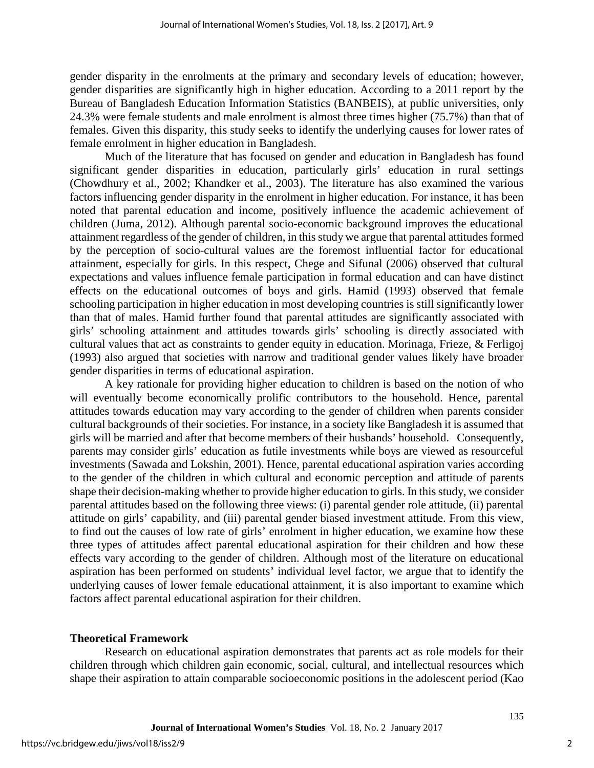gender disparity in the enrolments at the primary and secondary levels of education; however, gender disparities are significantly high in higher education. According to a 2011 report by the Bureau of Bangladesh Education Information Statistics (BANBEIS), at public universities, only 24.3% were female students and male enrolment is almost three times higher (75.7%) than that of females. Given this disparity, this study seeks to identify the underlying causes for lower rates of female enrolment in higher education in Bangladesh.

Much of the literature that has focused on gender and education in Bangladesh has found significant gender disparities in education, particularly girls' education in rural settings (Chowdhury et al., 2002; Khandker et al., 2003). The literature has also examined the various factors influencing gender disparity in the enrolment in higher education. For instance, it has been noted that parental education and income, positively influence the academic achievement of children (Juma, 2012). Although parental socio-economic background improves the educational attainment regardless of the gender of children, in this study we argue that parental attitudes formed by the perception of socio-cultural values are the foremost influential factor for educational attainment, especially for girls. In this respect, Chege and Sifunal (2006) observed that cultural expectations and values influence female participation in formal education and can have distinct effects on the educational outcomes of boys and girls. Hamid (1993) observed that female schooling participation in higher education in most developing countries is still significantly lower than that of males. Hamid further found that parental attitudes are significantly associated with girls' schooling attainment and attitudes towards girls' schooling is directly associated with cultural values that act as constraints to gender equity in education. Morinaga, Frieze, & Ferligoj (1993) also argued that societies with narrow and traditional gender values likely have broader gender disparities in terms of educational aspiration.

A key rationale for providing higher education to children is based on the notion of who will eventually become economically prolific contributors to the household. Hence, parental attitudes towards education may vary according to the gender of children when parents consider cultural backgrounds of their societies. For instance, in a society like Bangladesh it is assumed that girls will be married and after that become members of their husbands' household. Consequently, parents may consider girls' education as futile investments while boys are viewed as resourceful investments (Sawada and Lokshin, 2001). Hence, parental educational aspiration varies according to the gender of the children in which cultural and economic perception and attitude of parents shape their decision-making whether to provide higher education to girls. In this study, we consider parental attitudes based on the following three views: (i) parental gender role attitude, (ii) parental attitude on girls' capability, and (iii) parental gender biased investment attitude. From this view, to find out the causes of low rate of girls' enrolment in higher education, we examine how these three types of attitudes affect parental educational aspiration for their children and how these effects vary according to the gender of children. Although most of the literature on educational aspiration has been performed on students' individual level factor, we argue that to identify the underlying causes of lower female educational attainment, it is also important to examine which factors affect parental educational aspiration for their children.

## Theoretical Framework

Research on educational aspiration demonstrates that parents act as role models for their children through which children gain economic, social, cultural, and intellectual resources which shape their aspiration to attain comparable socioeconomic positions in the adolescent period (Kao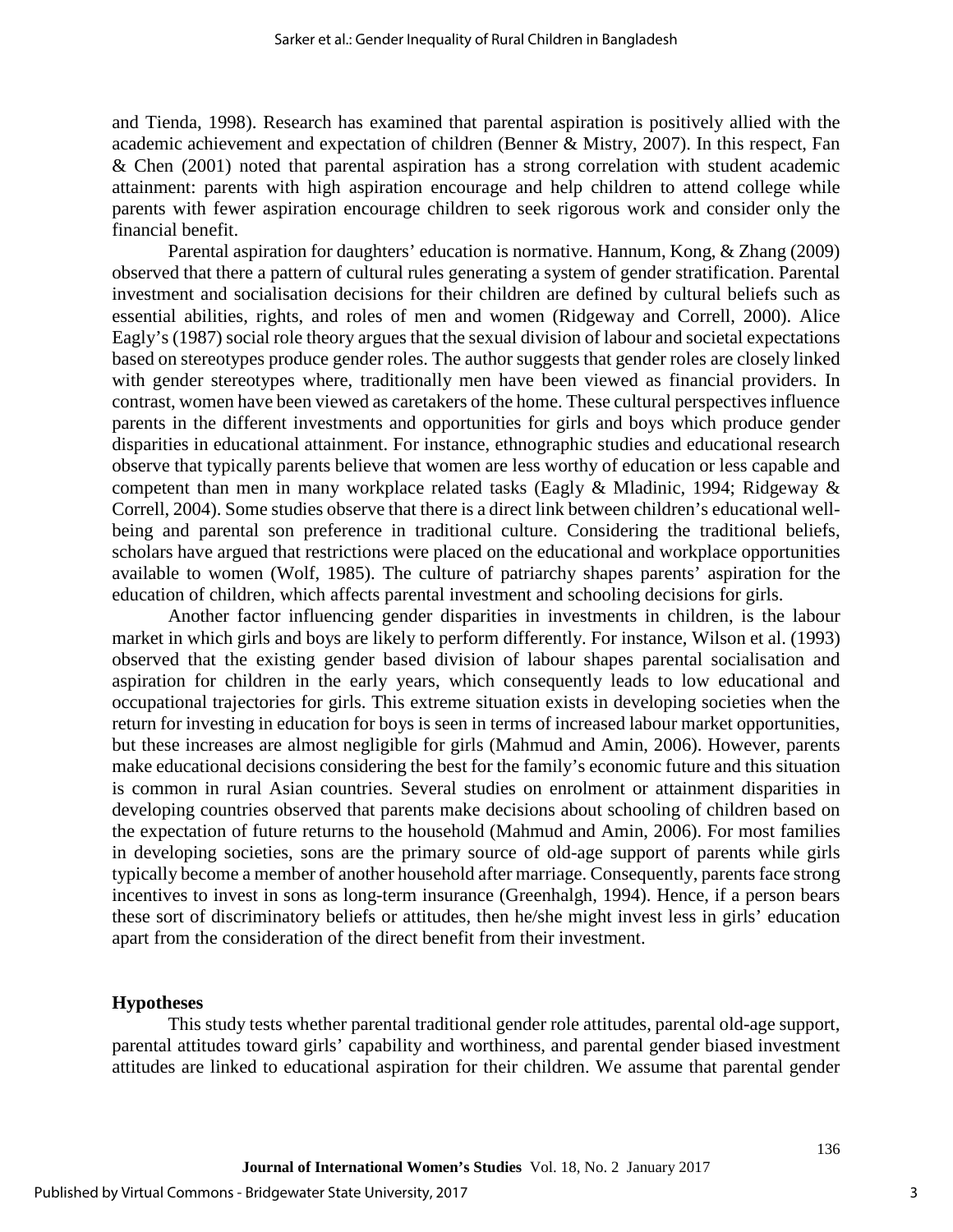and Tienda, 1998). Research has examined that parental aspiration is positively allied with the academic achievement and expectation of children (Benner & Mistry, 2007). In this respect, Fan & Chen (2001) noted that parental aspiration has a strong correlation with student academic attainment: parents with high aspiration encourage and help children to attend college while parents with fewer aspiration encourage children to seek rigorous work and consider only the financial benefit.

Parental aspiration for daughters' education is normative. Hannum, Kong, & Zhang (2009) observed that there a pattern of cultural rules generating a system of gender stratification. Parental investment and socialisation decisions for their children are defined by cultural beliefs such as essential abilities, rights, and roles of men and women (Ridgeway and Correll, 2000). Alice Eagly's (1987) social role theory argues that the sexual division of labour and societal expectations based on stereotypes produce gender roles. The author suggests that gender roles are closely linked with gender stereotypes where, traditionally men have been viewed as financial providers. In contrast, women have been viewed as caretakers of the home. These cultural perspectives influence parents in the different investments and opportunities for girls and boys which produce gender disparities in educational attainment. For instance, ethnographic studies and educational research observe that typically parents believe that women are less worthy of education or less capable and competent than men in many workplace related tasks (Eagly & Mladinic, 1994; Ridgeway & Correll, 2004). Some studies observe that there is a direct link between children's educational well-being and parental son preference in traditional culture. Considering the traditional beliefs, scholars have argued that restrictions were placed on the educational and workplace opportunities available to women (Wolf, 1985). The culture of patriarchy shapes parents' aspiration for the education of children, which affects parental investment and schooling decisions for girls.

Another factor influencing gender disparities in investments in children, is the labour market in which girls and boys are likely to perform differently. For instance, Wilson et al. (1993) observed that the existing gender based division of labour shapes parental socialisation and aspiration for children in the early years, which consequently leads to low educational and occupational trajectories for girls. This extreme situation exists in developing societies when the return for investing in education for boys is seen in terms of increased labour market opportunities, but these increases are almost negligible for girls (Mahmud and Amin, 2006). However, parents make educational decisions considering the best for the family's economic future and this situation is common in rural Asian countries. Several studies on enrolment or attainment disparities in developing countries observed that parents make decisions about schooling of children based on the expectation of future returns to the household (Mahmud and Amin, 2006). For most families in developing societies, sons are the primary source of old-age support of parents while girls typically become a member of another household after marriage. Consequently, parents face strong incentives to invest in sons as long-term insurance (Greenhalgh, 1994). Hence, if a person bears these sort of discriminatory beliefs or attitudes, then he/she might invest less in girls' education apart from the consideration of the direct benefit from their investment.

## Hypotheses

This study tests whether parental traditional gender role attitudes, parental old-age support, parental attitudes toward girls' capability and worthiness, and parental gender biased investment attitudes are linked to educational aspiration for their children. We assume that parental gender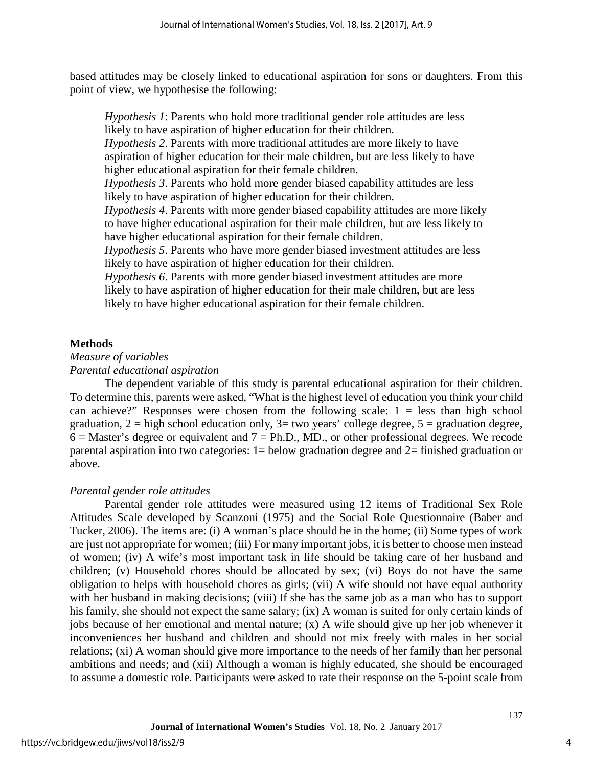based attitudes may be closely linked to educational aspiration for sons or daughters. From this point of view, we hypothesise the following:

> *Hypothesis 1*: Parents who hold more traditional gender role attitudes are less likely to have aspiration of higher education for their children.
> *Hypothesis 2*. Parents with more traditional attitudes are more likely to have aspiration of higher education for their male children, but are less likely to have higher educational aspiration for their female children.
> *Hypothesis 3*. Parents who hold more gender biased capability attitudes are less likely to have aspiration of higher education for their children.
> *Hypothesis 4*. Parents with more gender biased capability attitudes are more likely to have higher educational aspiration for their male children, but are less likely to have higher educational aspiration for their female children.
> *Hypothesis 5*. Parents who have more gender biased investment attitudes are less likely to have aspiration of higher education for their children.
> *Hypothesis 6*. Parents with more gender biased investment attitudes are more likely to have aspiration of higher education for their male children, but are less likely to have higher educational aspiration for their female children.

## Methods

### *Measure of variables*

#### *Parental educational aspiration*

The dependent variable of this study is parental educational aspiration for their children. To determine this, parents were asked, "What is the highest level of education you think your child can achieve?" Responses were chosen from the following scale: 1 = less than high school graduation, 2 = high school education only, 3= two years' college degree, 5 = graduation degree, 6 = Master's degree or equivalent and 7 = Ph.D., MD., or other professional degrees. We recode parental aspiration into two categories: 1= below graduation degree and 2= finished graduation or above.

#### *Parental gender role attitudes*

Parental gender role attitudes were measured using 12 items of Traditional Sex Role Attitudes Scale developed by Scanzoni (1975) and the Social Role Questionnaire (Baber and Tucker, 2006). The items are: (i) A woman's place should be in the home; (ii) Some types of work are just not appropriate for women; (iii) For many important jobs, it is better to choose men instead of women; (iv) A wife's most important task in life should be taking care of her husband and children; (v) Household chores should be allocated by sex; (vi) Boys do not have the same obligation to helps with household chores as girls; (vii) A wife should not have equal authority with her husband in making decisions; (viii) If she has the same job as a man who has to support his family, she should not expect the same salary; (ix) A woman is suited for only certain kinds of jobs because of her emotional and mental nature; (x) A wife should give up her job whenever it inconveniences her husband and children and should not mix freely with males in her social relations; (xi) A woman should give more importance to the needs of her family than her personal ambitions and needs; and (xii) Although a woman is highly educated, she should be encouraged to assume a domestic role. Participants were asked to rate their response on the 5-point scale from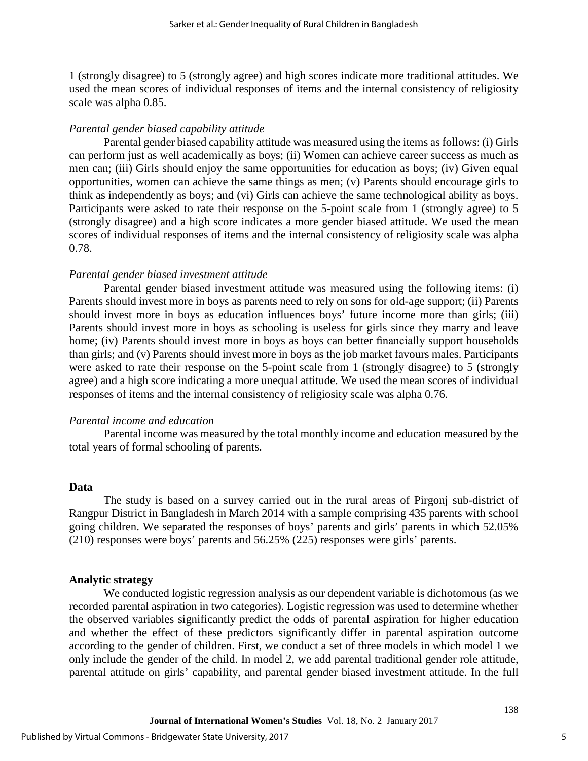1 (strongly disagree) to 5 (strongly agree) and high scores indicate more traditional attitudes. We used the mean scores of individual responses of items and the internal consistency of religiosity scale was alpha 0.85.

*Parental gender biased capability attitude*

Parental gender biased capability attitude was measured using the items as follows: (i) Girls can perform just as well academically as boys; (ii) Women can achieve career success as much as men can; (iii) Girls should enjoy the same opportunities for education as boys; (iv) Given equal opportunities, women can achieve the same things as men; (v) Parents should encourage girls to think as independently as boys; and (vi) Girls can achieve the same technological ability as boys. Participants were asked to rate their response on the 5-point scale from 1 (strongly agree) to 5 (strongly disagree) and a high score indicates a more gender biased attitude. We used the mean scores of individual responses of items and the internal consistency of religiosity scale was alpha 0.78.

*Parental gender biased investment attitude*

Parental gender biased investment attitude was measured using the following items: (i) Parents should invest more in boys as parents need to rely on sons for old-age support; (ii) Parents should invest more in boys as education influences boys' future income more than girls; (iii) Parents should invest more in boys as schooling is useless for girls since they marry and leave home; (iv) Parents should invest more in boys as boys can better financially support households than girls; and (v) Parents should invest more in boys as the job market favours males. Participants were asked to rate their response on the 5-point scale from 1 (strongly disagree) to 5 (strongly agree) and a high score indicating a more unequal attitude. We used the mean scores of individual responses of items and the internal consistency of religiosity scale was alpha 0.76.

*Parental income and education*

Parental income was measured by the total monthly income and education measured by the total years of formal schooling of parents.

**Data**

The study is based on a survey carried out in the rural areas of Pirgonj sub-district of Rangpur District in Bangladesh in March 2014 with a sample comprising 435 parents with school going children. We separated the responses of boys' parents and girls' parents in which 52.05% (210) responses were boys' parents and 56.25% (225) responses were girls' parents.

**Analytic strategy**

We conducted logistic regression analysis as our dependent variable is dichotomous (as we recorded parental aspiration in two categories). Logistic regression was used to determine whether the observed variables significantly predict the odds of parental aspiration for higher education and whether the effect of these predictors significantly differ in parental aspiration outcome according to the gender of children. First, we conduct a set of three models in which model 1 we only include the gender of the child. In model 2, we add parental traditional gender role attitude, parental attitude on girls' capability, and parental gender biased investment attitude. In the full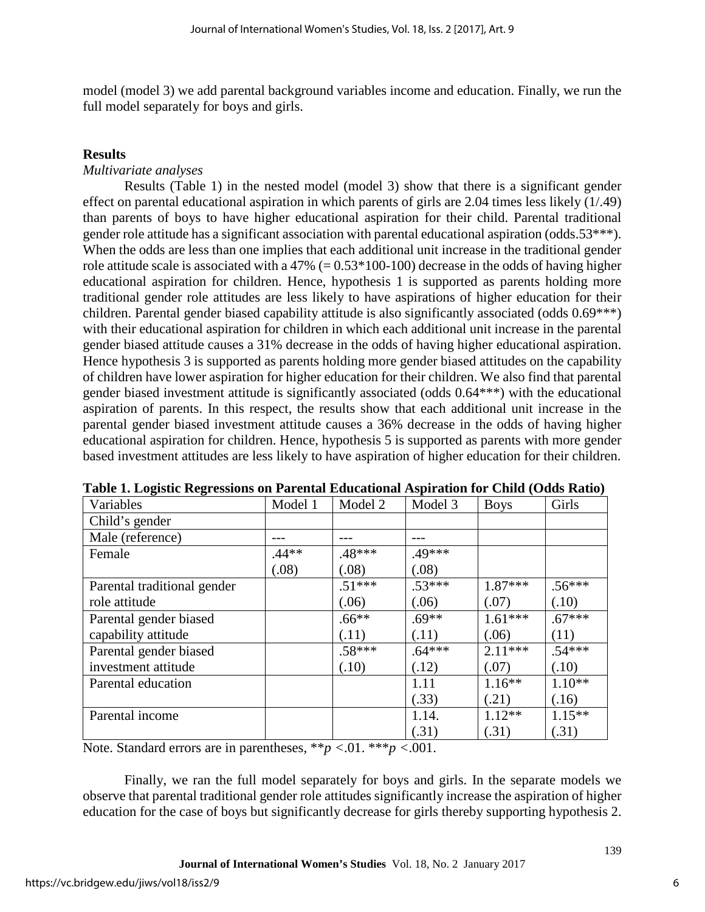model (model 3) we add parental background variables income and education. Finally, we run the full model separately for boys and girls.

## Results

*Multivariate analyses*

Results (Table 1) in the nested model (model 3) show that there is a significant gender effect on parental educational aspiration in which parents of girls are 2.04 times less likely (1/.49) than parents of boys to have higher educational aspiration for their child. Parental traditional gender role attitude has a significant association with parental educational aspiration (odds.53***). When the odds are less than one implies that each additional unit increase in the traditional gender role attitude scale is associated with a 47% (= 0.53*100-100) decrease in the odds of having higher educational aspiration for children. Hence, hypothesis 1 is supported as parents holding more traditional gender role attitudes are less likely to have aspirations of higher education for their children. Parental gender biased capability attitude is also significantly associated (odds 0.69***) with their educational aspiration for children in which each additional unit increase in the parental gender biased attitude causes a 31% decrease in the odds of having higher educational aspiration. Hence hypothesis 3 is supported as parents holding more gender biased attitudes on the capability of children have lower aspiration for higher education for their children. We also find that parental gender biased investment attitude is significantly associated (odds 0.64***) with the educational aspiration of parents. In this respect, the results show that each additional unit increase in the parental gender biased investment attitude causes a 36% decrease in the odds of having higher educational aspiration for children. Hence, hypothesis 5 is supported as parents with more gender based investment attitudes are less likely to have aspiration of higher education for their children.

**Table 1. Logistic Regressions on Parental Educational Aspiration for Child (Odds Ratio)**

| Variables | Model 1 | Model 2 | Model 3 | Boys | Girls |
|---|---|---|---|---|---|
| Child's gender | | | | | |
| Male (reference) | --- | --- | --- | | |
| Female | .44**<br>(.08) | .48***<br>(.08) | .49***<br>(.08) | | |
| Parental traditional gender role attitude | | .51***<br>(.06) | .53***<br>(.06) | 1.87***<br>(.07) | .56***<br>(.10) |
| Parental gender biased capability attitude | | .66**<br>(.11) | .69**<br>(.11) | 1.61***<br>(.06) | .67***<br>(11) |
| Parental gender biased investment attitude | | .58***<br>(.10) | .64***<br>(.12) | 2.11***<br>(.07) | .54***<br>(.10) |
| Parental education | | | 1.11<br>(.33) | 1.16**<br>(.21) | 1.10**<br>(.16) |
| Parental income | | | 1.14.<br>(.31) | 1.12**<br>(.31) | 1.15**<br>(.31) |

Note. Standard errors are in parentheses, ***p* <.01. ****p* <.001.

Finally, we ran the full model separately for boys and girls. In the separate models we observe that parental traditional gender role attitudes significantly increase the aspiration of higher education for the case of boys but significantly decrease for girls thereby supporting hypothesis 2.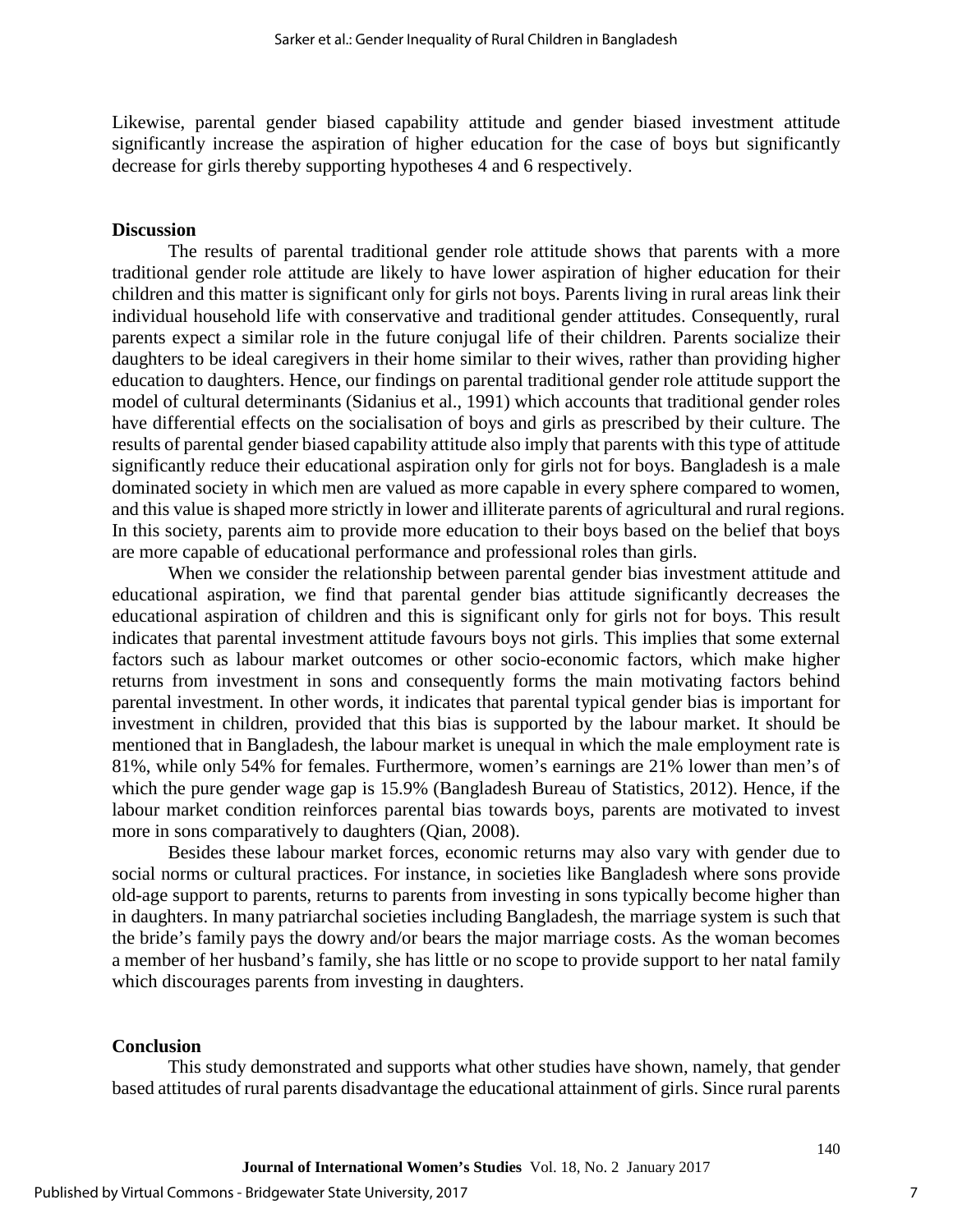Likewise, parental gender biased capability attitude and gender biased investment attitude significantly increase the aspiration of higher education for the case of boys but significantly decrease for girls thereby supporting hypotheses 4 and 6 respectively.

## Discussion

The results of parental traditional gender role attitude shows that parents with a more traditional gender role attitude are likely to have lower aspiration of higher education for their children and this matter is significant only for girls not boys. Parents living in rural areas link their individual household life with conservative and traditional gender attitudes. Consequently, rural parents expect a similar role in the future conjugal life of their children. Parents socialize their daughters to be ideal caregivers in their home similar to their wives, rather than providing higher education to daughters. Hence, our findings on parental traditional gender role attitude support the model of cultural determinants (Sidanius et al., 1991) which accounts that traditional gender roles have differential effects on the socialisation of boys and girls as prescribed by their culture. The results of parental gender biased capability attitude also imply that parents with this type of attitude significantly reduce their educational aspiration only for girls not for boys. Bangladesh is a male dominated society in which men are valued as more capable in every sphere compared to women, and this value is shaped more strictly in lower and illiterate parents of agricultural and rural regions. In this society, parents aim to provide more education to their boys based on the belief that boys are more capable of educational performance and professional roles than girls.

When we consider the relationship between parental gender bias investment attitude and educational aspiration, we find that parental gender bias attitude significantly decreases the educational aspiration of children and this is significant only for girls not for boys. This result indicates that parental investment attitude favours boys not girls. This implies that some external factors such as labour market outcomes or other socio-economic factors, which make higher returns from investment in sons and consequently forms the main motivating factors behind parental investment. In other words, it indicates that parental typical gender bias is important for investment in children, provided that this bias is supported by the labour market. It should be mentioned that in Bangladesh, the labour market is unequal in which the male employment rate is 81%, while only 54% for females. Furthermore, women's earnings are 21% lower than men's of which the pure gender wage gap is 15.9% (Bangladesh Bureau of Statistics, 2012). Hence, if the labour market condition reinforces parental bias towards boys, parents are motivated to invest more in sons comparatively to daughters (Qian, 2008).

Besides these labour market forces, economic returns may also vary with gender due to social norms or cultural practices. For instance, in societies like Bangladesh where sons provide old-age support to parents, returns to parents from investing in sons typically become higher than in daughters. In many patriarchal societies including Bangladesh, the marriage system is such that the bride's family pays the dowry and/or bears the major marriage costs. As the woman becomes a member of her husband's family, she has little or no scope to provide support to her natal family which discourages parents from investing in daughters.

## Conclusion

This study demonstrated and supports what other studies have shown, namely, that gender based attitudes of rural parents disadvantage the educational attainment of girls. Since rural parents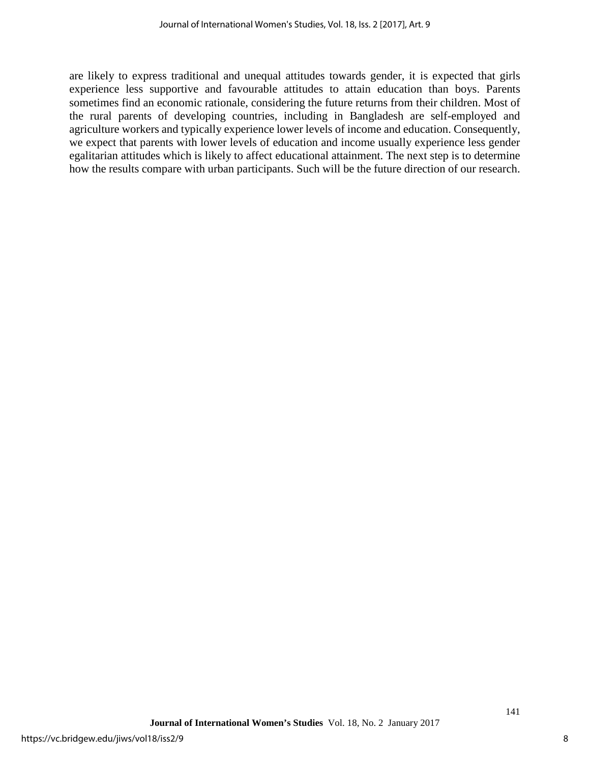are likely to express traditional and unequal attitudes towards gender, it is expected that girls experience less supportive and favourable attitudes to attain education than boys. Parents sometimes find an economic rationale, considering the future returns from their children. Most of the rural parents of developing countries, including in Bangladesh are self-employed and agriculture workers and typically experience lower levels of income and education. Consequently, we expect that parents with lower levels of education and income usually experience less gender egalitarian attitudes which is likely to affect educational attainment. The next step is to determine how the results compare with urban participants. Such will be the future direction of our research.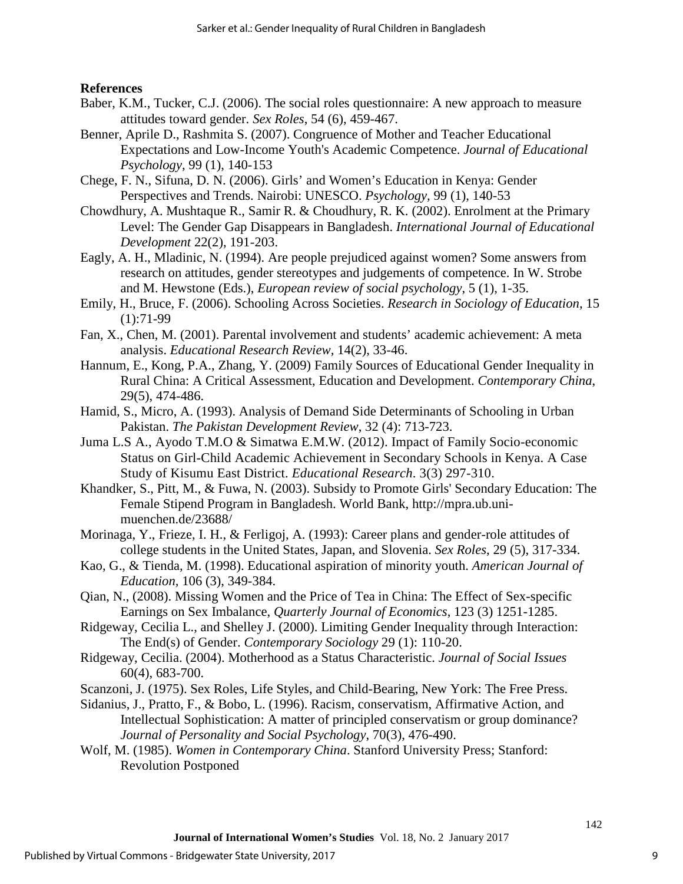**References**

Baber, K.M., Tucker, C.J. (2006). The social roles questionnaire: A new approach to measure attitudes toward gender. *Sex Roles*, 54 (6), 459-467.

Benner, Aprile D., Rashmita S. (2007). Congruence of Mother and Teacher Educational Expectations and Low-Income Youth's Academic Competence. *Journal of Educational Psychology*, 99 (1), 140-153

Chege, F. N., Sifuna, D. N. (2006). Girls' and Women's Education in Kenya: Gender Perspectives and Trends. Nairobi: UNESCO. *Psychology*, 99 (1), 140-53

Chowdhury, A. Mushtaque R., Samir R. & Choudhury, R. K. (2002). Enrolment at the Primary Level: The Gender Gap Disappears in Bangladesh. *International Journal of Educational Development* 22(2), 191-203.

Eagly, A. H., Mladinic, N. (1994). Are people prejudiced against women? Some answers from research on attitudes, gender stereotypes and judgements of competence. In W. Strobe and M. Hewstone (Eds.), *European review of social psychology*, 5 (1), 1-35.

Emily, H., Bruce, F. (2006). Schooling Across Societies. *Research in Sociology of Education,* 15 (1):71-99

Fan, X., Chen, M. (2001). Parental involvement and students' academic achievement: A meta analysis. *Educational Research Review*, 14(2), 33-46.

Hannum, E., Kong, P.A., Zhang, Y. (2009) Family Sources of Educational Gender Inequality in Rural China: A Critical Assessment, Education and Development. *Contemporary China*, 29(5), 474-486.

Hamid, S., Micro, A. (1993). Analysis of Demand Side Determinants of Schooling in Urban Pakistan. *The Pakistan Development Review*, 32 (4): 713-723.

Juma L.S A., Ayodo T.M.O & Simatwa E.M.W. (2012). Impact of Family Socio-economic Status on Girl-Child Academic Achievement in Secondary Schools in Kenya. A Case Study of Kisumu East District. *Educational Research*. 3(3) 297-310.

Khandker, S., Pitt, M., & Fuwa, N. (2003). Subsidy to Promote Girls' Secondary Education: The Female Stipend Program in Bangladesh. World Bank, http://mpra.ub.uni-muenchen.de/23688/

Morinaga, Y., Frieze, I. H., & Ferligoj, A. (1993): Career plans and gender-role attitudes of college students in the United States, Japan, and Slovenia. *Sex Roles*, 29 (5), 317-334.

Kao, G., & Tienda, M. (1998). Educational aspiration of minority youth. *American Journal of Education,* 106 (3), 349-384.

Qian, N., (2008). Missing Women and the Price of Tea in China: The Effect of Sex-specific Earnings on Sex Imbalance, *Quarterly Journal of Economics*, 123 (3) 1251-1285.

Ridgeway, Cecilia L., and Shelley J. (2000). Limiting Gender Inequality through Interaction: The End(s) of Gender. *Contemporary Sociology* 29 (1): 110-20.

Ridgeway, Cecilia. (2004). Motherhood as a Status Characteristic. *Journal of Social Issues* 60(4), 683-700.

Scanzoni, J. (1975). Sex Roles, Life Styles, and Child-Bearing, New York: The Free Press.

Sidanius, J., Pratto, F., & Bobo, L. (1996). Racism, conservatism, Affirmative Action, and Intellectual Sophistication: A matter of principled conservatism or group dominance? *Journal of Personality and Social Psychology*, 70(3), 476-490.

Wolf, M. (1985). *Women in Contemporary China*. Stanford University Press; Stanford: Revolution Postponed